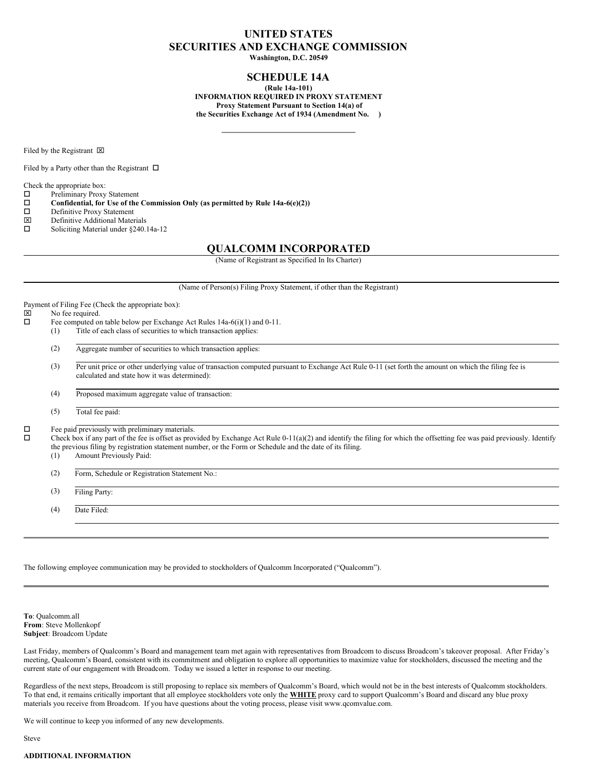# UNITED STATES
# SECURITIES AND EXCHANGE COMMISSION

**Washington, D.C. 20549**

## SCHEDULE 14A

**(Rule 14a-101)**
**INFORMATION REQUIRED IN PROXY STATEMENT**
**Proxy Statement Pursuant to Section 14(a) of the Securities Exchange Act of 1934 (Amendment No. )**

Filed by the Registrant ☒

Filed by a Party other than the Registrant ☐

Check the appropriate box:

☐ Preliminary Proxy Statement
☐ **Confidential, for Use of the Commission Only (as permitted by Rule 14a-6(e)(2))**
☐ Definitive Proxy Statement
☒ Definitive Additional Materials
☐ Soliciting Material under §240.14a-12

## QUALCOMM INCORPORATED

(Name of Registrant as Specified In Its Charter)

(Name of Person(s) Filing Proxy Statement, if other than the Registrant)

Payment of Filing Fee (Check the appropriate box):

☒ No fee required.
☐ Fee computed on table below per Exchange Act Rules 14a-6(i)(1) and 0-11.

(1) Title of each class of securities to which transaction applies:

(2) Aggregate number of securities to which transaction applies:

(3) Per unit price or other underlying value of transaction computed pursuant to Exchange Act Rule 0-11 (set forth the amount on which the filing fee is calculated and state how it was determined):

(4) Proposed maximum aggregate value of transaction:

(5) Total fee paid:

☐ Fee paid previously with preliminary materials.
☐ Check box if any part of the fee is offset as provided by Exchange Act Rule 0-11(a)(2) and identify the filing for which the offsetting fee was paid previously. Identify the previous filing by registration statement number, or the Form or Schedule and the date of its filing.

(1) Amount Previously Paid:

(2) Form, Schedule or Registration Statement No.:

(3) Filing Party:

(4) Date Filed:

---

The following employee communication may be provided to stockholders of Qualcomm Incorporated ("Qualcomm").

---

**To**: Qualcomm.all
**From**: Steve Mollenkopf
**Subject**: Broadcom Update

Last Friday, members of Qualcomm's Board and management team met again with representatives from Broadcom to discuss Broadcom's takeover proposal. After Friday's meeting, Qualcomm's Board, consistent with its commitment and obligation to explore all opportunities to maximize value for stockholders, discussed the meeting and the current state of our engagement with Broadcom. Today we issued a letter in response to our meeting.

Regardless of the next steps, Broadcom is still proposing to replace six members of Qualcomm's Board, which would not be in the best interests of Qualcomm stockholders. To that end, it remains critically important that all employee stockholders vote only the **WHITE** proxy card to support Qualcomm's Board and discard any blue proxy materials you receive from Broadcom. If you have questions about the voting process, please visit www.qcomvalue.com.

We will continue to keep you informed of any new developments.

Steve

**ADDITIONAL INFORMATION**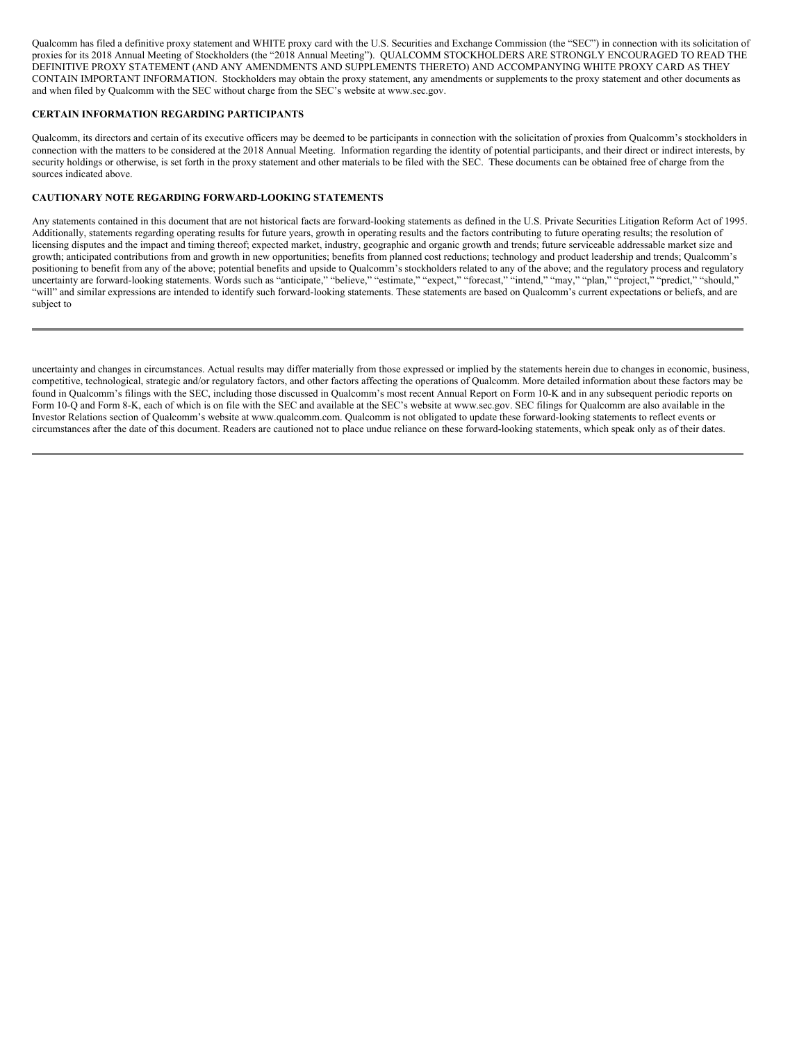Qualcomm has filed a definitive proxy statement and WHITE proxy card with the U.S. Securities and Exchange Commission (the "SEC") in connection with its solicitation of proxies for its 2018 Annual Meeting of Stockholders (the "2018 Annual Meeting"). QUALCOMM STOCKHOLDERS ARE STRONGLY ENCOURAGED TO READ THE DEFINITIVE PROXY STATEMENT (AND ANY AMENDMENTS AND SUPPLEMENTS THERETO) AND ACCOMPANYING WHITE PROXY CARD AS THEY CONTAIN IMPORTANT INFORMATION. Stockholders may obtain the proxy statement, any amendments or supplements to the proxy statement and other documents as and when filed by Qualcomm with the SEC without charge from the SEC's website at www.sec.gov.

**CERTAIN INFORMATION REGARDING PARTICIPANTS**

Qualcomm, its directors and certain of its executive officers may be deemed to be participants in connection with the solicitation of proxies from Qualcomm's stockholders in connection with the matters to be considered at the 2018 Annual Meeting. Information regarding the identity of potential participants, and their direct or indirect interests, by security holdings or otherwise, is set forth in the proxy statement and other materials to be filed with the SEC. These documents can be obtained free of charge from the sources indicated above.

**CAUTIONARY NOTE REGARDING FORWARD-LOOKING STATEMENTS**

Any statements contained in this document that are not historical facts are forward-looking statements as defined in the U.S. Private Securities Litigation Reform Act of 1995. Additionally, statements regarding operating results for future years, growth in operating results and the factors contributing to future operating results; the resolution of licensing disputes and the impact and timing thereof; expected market, industry, geographic and organic growth and trends; future serviceable addressable market size and growth; anticipated contributions from and growth in new opportunities; benefits from planned cost reductions; technology and product leadership and trends; Qualcomm's positioning to benefit from any of the above; potential benefits and upside to Qualcomm's stockholders related to any of the above; and the regulatory process and regulatory uncertainty are forward-looking statements. Words such as "anticipate," "believe," "estimate," "expect," "forecast," "intend," "may," "plan," "project," "predict," "should," "will" and similar expressions are intended to identify such forward-looking statements. These statements are based on Qualcomm's current expectations or beliefs, and are subject to uncertainty and changes in circumstances. Actual results may differ materially from those expressed or implied by the statements herein due to changes in economic, business, competitive, technological, strategic and/or regulatory factors, and other factors affecting the operations of Qualcomm. More detailed information about these factors may be found in Qualcomm's filings with the SEC, including those discussed in Qualcomm's most recent Annual Report on Form 10-K and in any subsequent periodic reports on Form 10-Q and Form 8-K, each of which is on file with the SEC and available at the SEC's website at www.sec.gov. SEC filings for Qualcomm are also available in the Investor Relations section of Qualcomm's website at www.qualcomm.com. Qualcomm is not obligated to update these forward-looking statements to reflect events or circumstances after the date of this document. Readers are cautioned not to place undue reliance on these forward-looking statements, which speak only as of their dates.